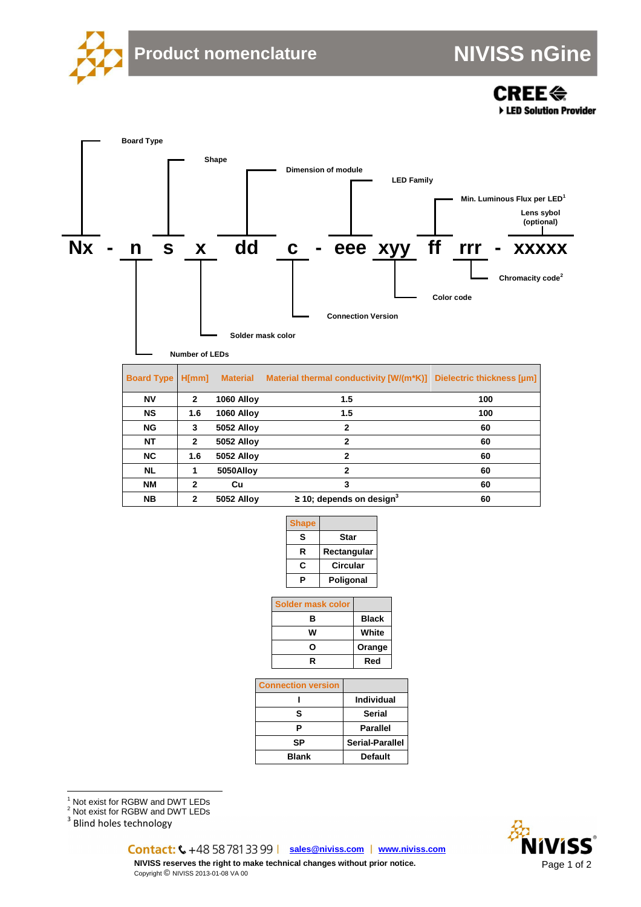# Product nomenclature

## NIVISS nGine

CREE LED Solution Provider

**Nx - n s x dd c - eee xyy ff rrr - xxxxx**

- Nx — Board Type
- n — Number of LEDs
- s — Shape
- x — Solder mask color
- dd — Dimension of module
- c — Connection Version
- eee — LED Family
- xyy — Color code
- ff — Min. Luminous Flux per LED[1]
- rrr — Chromacity code[2]
- xxxxx — Lens sybol (optional)

| Board Type | H[mm] | Material | Material thermal conductivity [W/(m*K)] | Dielectric thickness [µm] |
|---|---|---|---|---|
| NV | 2 | 1060 Alloy | 1.5 | 100 |
| NS | 1.6 | 1060 Alloy | 1.5 | 100 |
| NG | 3 | 5052 Alloy | 2 | 60 |
| NT | 2 | 5052 Alloy | 2 | 60 |
| NC | 1.6 | 5052 Alloy | 2 | 60 |
| NL | 1 | 5050Alloy | 2 | 60 |
| NM | 2 | Cu | 3 | 60 |
| NB | 2 | 5052 Alloy | ≥ 10; depends on design[3] | 60 |

| Shape | |
|---|---|
| S | Star |
| R | Rectangular |
| C | Circular |
| P | Poligonal |

| Solder mask color | |
|---|---|
| B | Black |
| W | White |
| O | Orange |
| R | Red |

| Connection version | |
|---|---|
| I | Individual |
| S | Serial |
| P | Parallel |
| SP | Serial-Parallel |
| Blank | Default |

[1] Not exist for RGBW and DWT LEDs
[2] Not exist for RGBW and DWT LEDs
[3] Blind holes technology

Contact: +48 58 781 33 99 | sales@niviss.com | www.niviss.com

NIVISS reserves the right to make technical changes without prior notice.

Copyright © NIVISS 2013-01-08 VA 00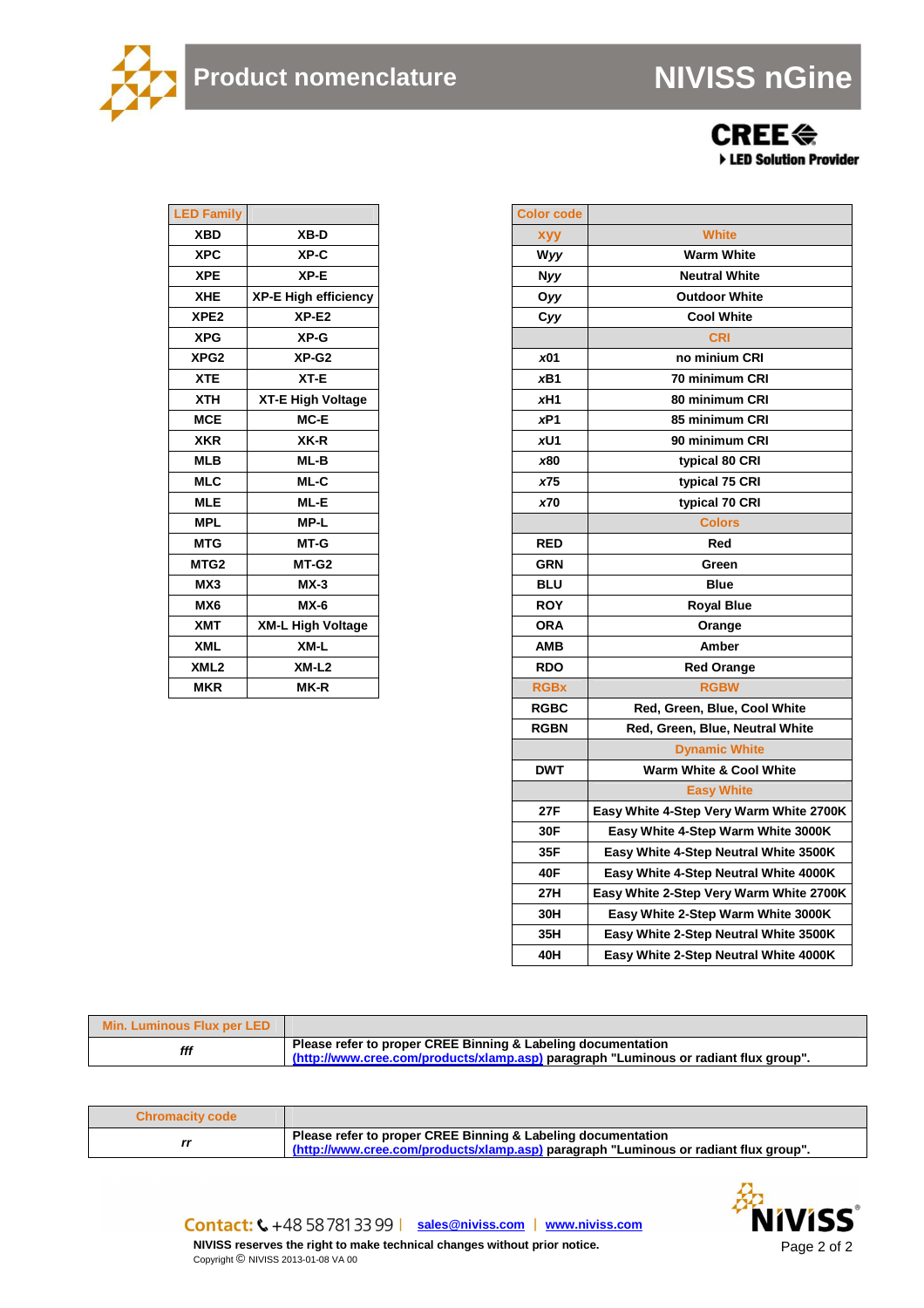# Product nomenclature

# NIVISS nGine

| LED Family | |
|---|---|
| XBD | XB-D |
| XPC | XP-C |
| XPE | XP-E |
| XHE | XP-E High efficiency |
| XPE2 | XP-E2 |
| XPG | XP-G |
| XPG2 | XP-G2 |
| XTE | XT-E |
| XTH | XT-E High Voltage |
| MCE | MC-E |
| XKR | XK-R |
| MLB | ML-B |
| MLC | ML-C |
| MLE | ML-E |
| MPL | MP-L |
| MTG | MT-G |
| MTG2 | MT-G2 |
| MX3 | MX-3 |
| MX6 | MX-6 |
| XMT | XM-L High Voltage |
| XML | XM-L |
| XML2 | XM-L2 |
| MKR | MK-R |

| Color code | |
|---|---|
| *xyy* | White |
| *Wyy* | Warm White |
| *Nyy* | Neutral White |
| *Oyy* | Outdoor White |
| *Cyy* | Cool White |
| | CRI |
| *x*01 | no minium CRI |
| *x*B1 | 70 minimum CRI |
| *x*H1 | 80 minimum CRI |
| *x*P1 | 85 minimum CRI |
| *x*U1 | 90 minimum CRI |
| *x*80 | typical 80 CRI |
| *x*75 | typical 75 CRI |
| *x*70 | typical 70 CRI |
| | Colors |
| RED | Red |
| GRN | Green |
| BLU | Blue |
| ROY | Royal Blue |
| ORA | Orange |
| AMB | Amber |
| RDO | Red Orange |
| RGBx | RGBW |
| RGBC | Red, Green, Blue, Cool White |
| RGBN | Red, Green, Blue, Neutral White |
| | Dynamic White |
| DWT | Warm White & Cool White |
| | Easy White |
| 27F | Easy White 4-Step Very Warm White 2700K |
| 30F | Easy White 4-Step Warm White 3000K |
| 35F | Easy White 4-Step Neutral White 3500K |
| 40F | Easy White 4-Step Neutral White 4000K |
| 27H | Easy White 2-Step Very Warm White 2700K |
| 30H | Easy White 2-Step Warm White 3000K |
| 35H | Easy White 2-Step Neutral White 3500K |
| 40H | Easy White 2-Step Neutral White 4000K |

| Min. Luminous Flux per LED | |
|---|---|
| *fff* | Please refer to proper CREE Binning & Labeling documentation (http://www.cree.com/products/xlamp.asp) paragraph "Luminous or radiant flux group". |

| Chromacity code | |
|---|---|
| *rr* | Please refer to proper CREE Binning & Labeling documentation (http://www.cree.com/products/xlamp.asp) paragraph "Luminous or radiant flux group". |

Contact: +48 58 781 33 99 | sales@niviss.com | www.niviss.com

NIVISS reserves the right to make technical changes without prior notice.

Copyright © NIVISS 2013-01-08 VA 00